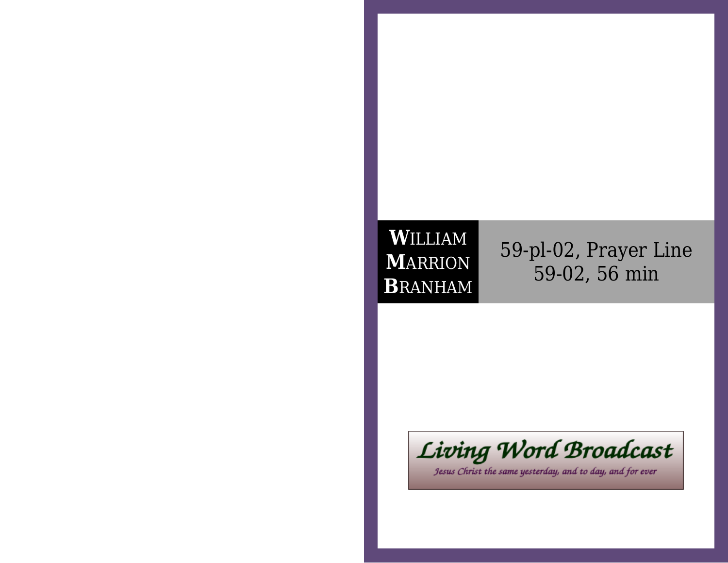**W**ILLIAM
**M**ARRION
**B**RANHAM

# 59-pl-02, Prayer Line
59-02, 56 min

Living Word Broadcast

*Jesus Christ the same yesterday, and to day, and for ever*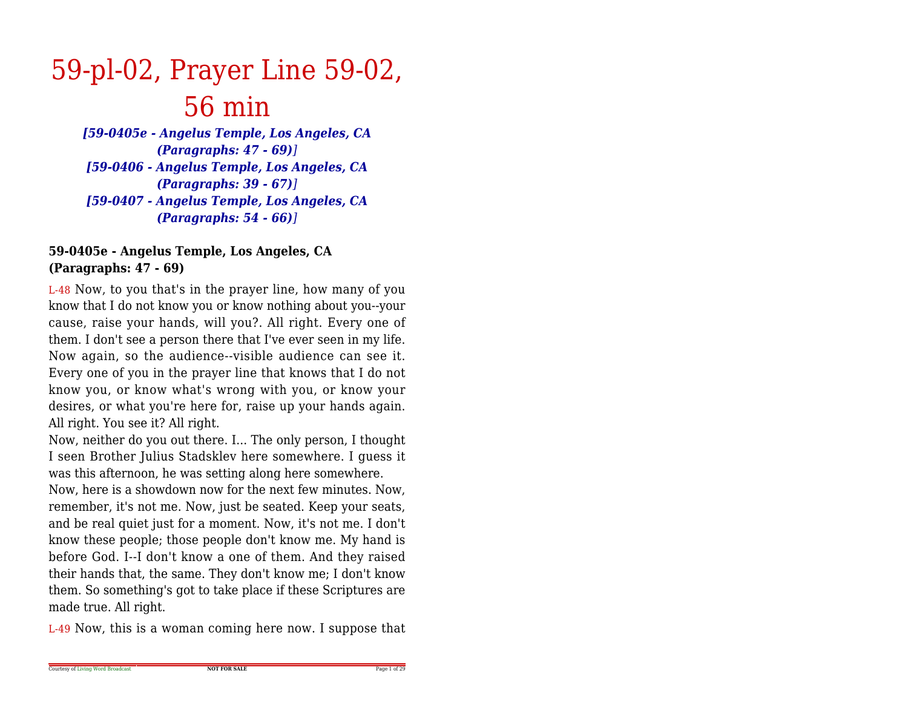# 59-pl-02, Prayer Line 59-02, 56 min

***[59-0405e - Angelus Temple, Los Angeles, CA (Paragraphs: 47 - 69)]***
***[59-0406 - Angelus Temple, Los Angeles, CA (Paragraphs: 39 - 67)]***
***[59-0407 - Angelus Temple, Los Angeles, CA (Paragraphs: 54 - 66)]***

**59-0405e - Angelus Temple, Los Angeles, CA (Paragraphs: 47 - 69)**

L-48 Now, to you that's in the prayer line, how many of you know that I do not know you or know nothing about you--your cause, raise your hands, will you?. All right. Every one of them. I don't see a person there that I've ever seen in my life. Now again, so the audience--visible audience can see it. Every one of you in the prayer line that knows that I do not know you, or know what's wrong with you, or know your desires, or what you're here for, raise up your hands again. All right. You see it? All right.

Now, neither do you out there. I... The only person, I thought I seen Brother Julius Stadsklev here somewhere. I guess it was this afternoon, he was setting along here somewhere.

Now, here is a showdown now for the next few minutes. Now, remember, it's not me. Now, just be seated. Keep your seats, and be real quiet just for a moment. Now, it's not me. I don't know these people; those people don't know me. My hand is before God. I--I don't know a one of them. And they raised their hands that, the same. They don't know me; I don't know them. So something's got to take place if these Scriptures are made true. All right.

L-49 Now, this is a woman coming here now. I suppose that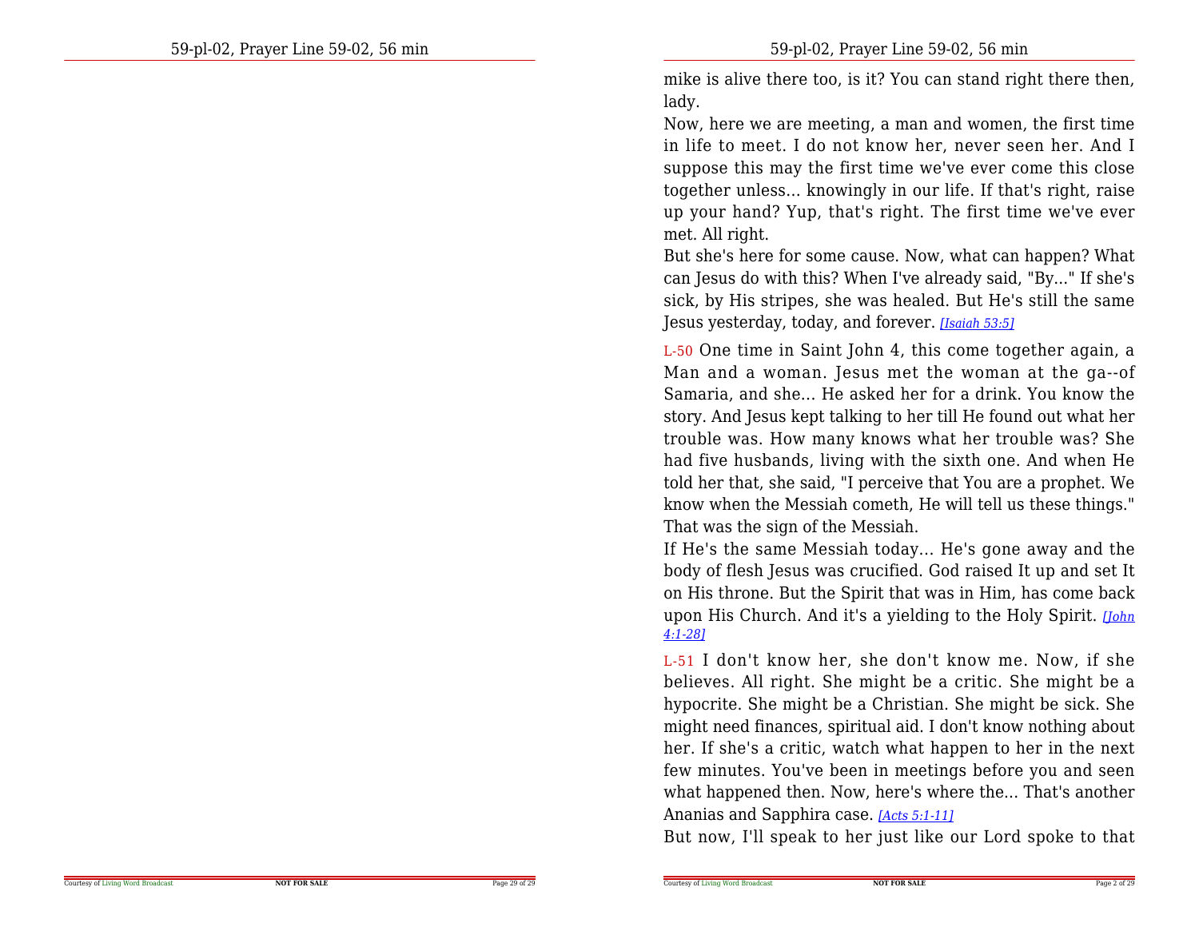mike is alive there too, is it? You can stand right there then, lady.

Now, here we are meeting, a man and women, the first time in life to meet. I do not know her, never seen her. And I suppose this may the first time we've ever come this close together unless... knowingly in our life. If that's right, raise up your hand? Yup, that's right. The first time we've ever met. All right.

But she's here for some cause. Now, what can happen? What can Jesus do with this? When I've already said, "By..." If she's sick, by His stripes, she was healed. But He's still the same Jesus yesterday, today, and forever. *[Isaiah 53:5]*

L-50 One time in Saint John 4, this come together again, a Man and a woman. Jesus met the woman at the ga--of Samaria, and she... He asked her for a drink. You know the story. And Jesus kept talking to her till He found out what her trouble was. How many knows what her trouble was? She had five husbands, living with the sixth one. And when He told her that, she said, "I perceive that You are a prophet. We know when the Messiah cometh, He will tell us these things." That was the sign of the Messiah.

If He's the same Messiah today... He's gone away and the body of flesh Jesus was crucified. God raised It up and set It on His throne. But the Spirit that was in Him, has come back upon His Church. And it's a yielding to the Holy Spirit. *[John 4:1-28]*

L-51 I don't know her, she don't know me. Now, if she believes. All right. She might be a critic. She might be a hypocrite. She might be a Christian. She might be sick. She might need finances, spiritual aid. I don't know nothing about her. If she's a critic, watch what happen to her in the next few minutes. You've been in meetings before you and seen what happened then. Now, here's where the... That's another Ananias and Sapphira case. *[Acts 5:1-11]*

But now, I'll speak to her just like our Lord spoke to that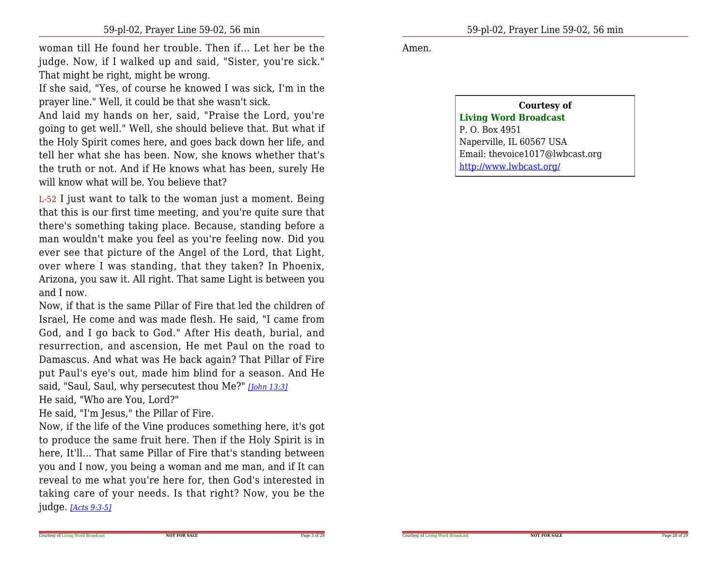woman till He found her trouble. Then if... Let her be the judge. Now, if I walked up and said, "Sister, you're sick." That might be right, might be wrong.

If she said, "Yes, of course he knowed I was sick, I'm in the prayer line." Well, it could be that she wasn't sick.

And laid my hands on her, said, "Praise the Lord, you're going to get well." Well, she should believe that. But what if the Holy Spirit comes here, and goes back down her life, and tell her what she has been. Now, she knows whether that's the truth or not. And if He knows what has been, surely He will know what will be. You believe that?

L-52 I just want to talk to the woman just a moment. Being that this is our first time meeting, and you're quite sure that there's something taking place. Because, standing before a man wouldn't make you feel as you're feeling now. Did you ever see that picture of the Angel of the Lord, that Light, over where I was standing, that they taken? In Phoenix, Arizona, you saw it. All right. That same Light is between you and I now.

Now, if that is the same Pillar of Fire that led the children of Israel, He come and was made flesh. He said, "I came from God, and I go back to God." After His death, burial, and resurrection, and ascension, He met Paul on the road to Damascus. And what was He back again? That Pillar of Fire put Paul's eye's out, made him blind for a season. And He said, "Saul, Saul, why persecutest thou Me?" *[John 13:3]*

He said, "Who are You, Lord?"

He said, "I'm Jesus," the Pillar of Fire.

Now, if the life of the Vine produces something here, it's got to produce the same fruit here. Then if the Holy Spirit is in here, It'll... That same Pillar of Fire that's standing between you and I now, you being a woman and me man, and if It can reveal to me what you're here for, then God's interested in taking care of your needs. Is that right? Now, you be the judge. *[Acts 9:3-5]*

Amen.

**Courtesy of**
**Living Word Broadcast**
P. O. Box 4951
Naperville, IL 60567 USA
Email: thevoice1017@lwbcast.org
http://www.lwbcast.org/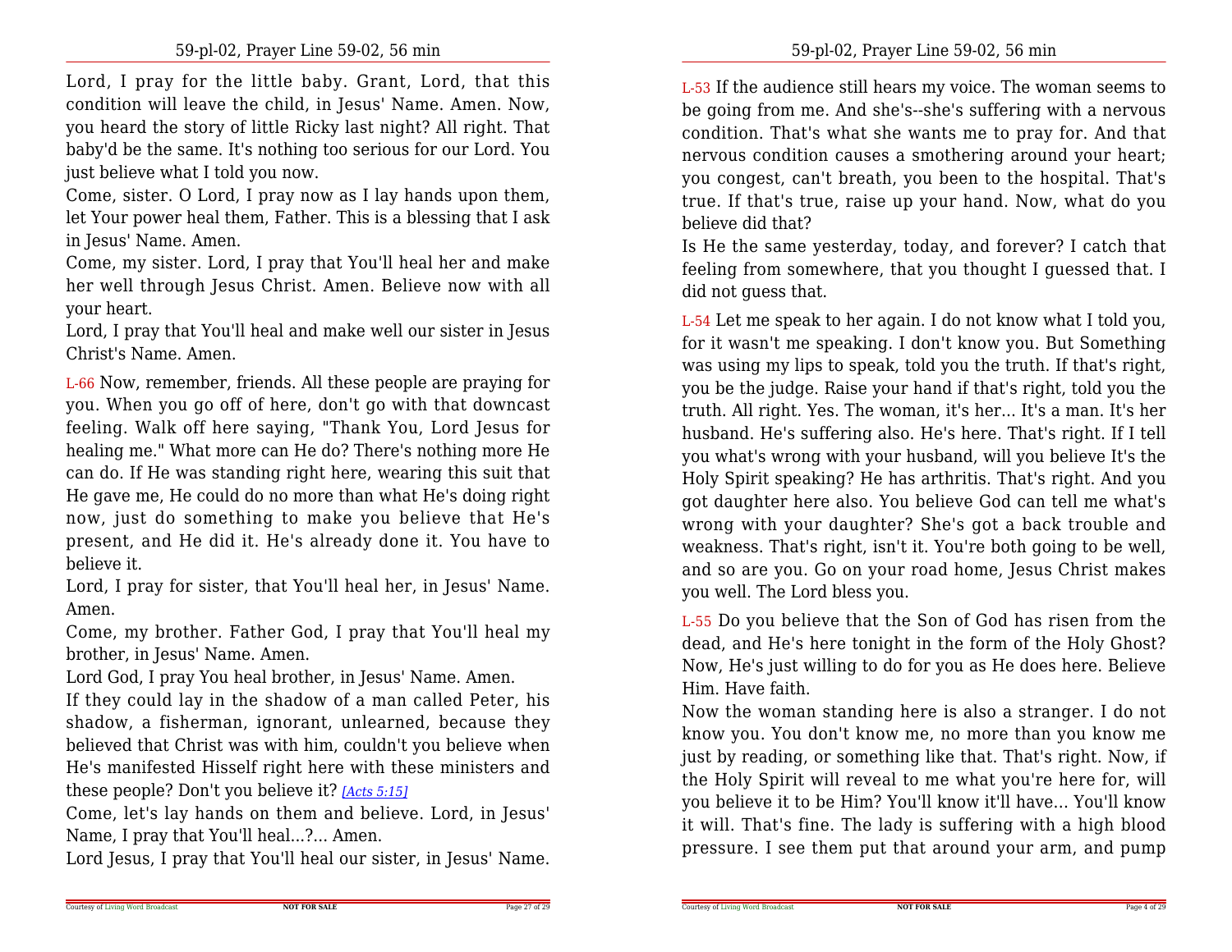Lord, I pray for the little baby. Grant, Lord, that this condition will leave the child, in Jesus' Name. Amen. Now, you heard the story of little Ricky last night? All right. That baby'd be the same. It's nothing too serious for our Lord. You just believe what I told you now.

Come, sister. O Lord, I pray now as I lay hands upon them, let Your power heal them, Father. This is a blessing that I ask in Jesus' Name. Amen.

Come, my sister. Lord, I pray that You'll heal her and make her well through Jesus Christ. Amen. Believe now with all your heart.

Lord, I pray that You'll heal and make well our sister in Jesus Christ's Name. Amen.

L-66 Now, remember, friends. All these people are praying for you. When you go off of here, don't go with that downcast feeling. Walk off here saying, "Thank You, Lord Jesus for healing me." What more can He do? There's nothing more He can do. If He was standing right here, wearing this suit that He gave me, He could do no more than what He's doing right now, just do something to make you believe that He's present, and He did it. He's already done it. You have to believe it.

Lord, I pray for sister, that You'll heal her, in Jesus' Name. Amen.

Come, my brother. Father God, I pray that You'll heal my brother, in Jesus' Name. Amen.

Lord God, I pray You heal brother, in Jesus' Name. Amen.

If they could lay in the shadow of a man called Peter, his shadow, a fisherman, ignorant, unlearned, because they believed that Christ was with him, couldn't you believe when He's manifested Hisself right here with these ministers and these people? Don't you believe it? [Acts 5:15]

Come, let's lay hands on them and believe. Lord, in Jesus' Name, I pray that You'll heal...?... Amen.

Lord Jesus, I pray that You'll heal our sister, in Jesus' Name.

L-53 If the audience still hears my voice. The woman seems to be going from me. And she's--she's suffering with a nervous condition. That's what she wants me to pray for. And that nervous condition causes a smothering around your heart; you congest, can't breath, you been to the hospital. That's true. If that's true, raise up your hand. Now, what do you believe did that?

Is He the same yesterday, today, and forever? I catch that feeling from somewhere, that you thought I guessed that. I did not guess that.

L-54 Let me speak to her again. I do not know what I told you, for it wasn't me speaking. I don't know you. But Something was using my lips to speak, told you the truth. If that's right, you be the judge. Raise your hand if that's right, told you the truth. All right. Yes. The woman, it's her... It's a man. It's her husband. He's suffering also. He's here. That's right. If I tell you what's wrong with your husband, will you believe It's the Holy Spirit speaking? He has arthritis. That's right. And you got daughter here also. You believe God can tell me what's wrong with your daughter? She's got a back trouble and weakness. That's right, isn't it. You're both going to be well, and so are you. Go on your road home, Jesus Christ makes you well. The Lord bless you.

L-55 Do you believe that the Son of God has risen from the dead, and He's here tonight in the form of the Holy Ghost? Now, He's just willing to do for you as He does here. Believe Him. Have faith.

Now the woman standing here is also a stranger. I do not know you. You don't know me, no more than you know me just by reading, or something like that. That's right. Now, if the Holy Spirit will reveal to me what you're here for, will you believe it to be Him? You'll know it'll have... You'll know it will. That's fine. The lady is suffering with a high blood pressure. I see them put that around your arm, and pump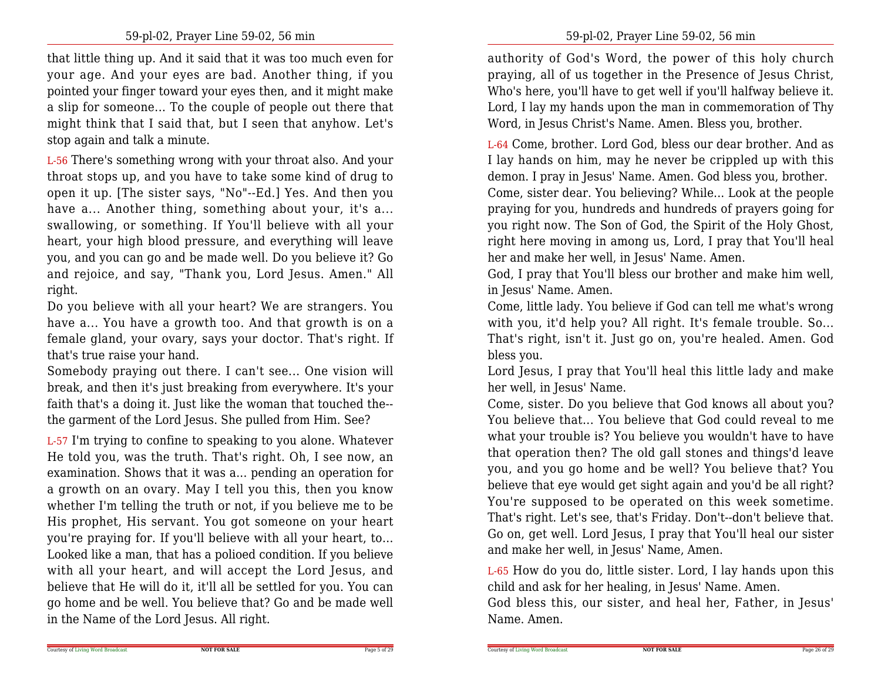that little thing up. And it said that it was too much even for your age. And your eyes are bad. Another thing, if you pointed your finger toward your eyes then, and it might make a slip for someone... To the couple of people out there that might think that I said that, but I seen that anyhow. Let's stop again and talk a minute.

L-56 There's something wrong with your throat also. And your throat stops up, and you have to take some kind of drug to open it up. [The sister says, "No"--Ed.] Yes. And then you have a... Another thing, something about your, it's a... swallowing, or something. If You'll believe with all your heart, your high blood pressure, and everything will leave you, and you can go and be made well. Do you believe it? Go and rejoice, and say, "Thank you, Lord Jesus. Amen." All right.

Do you believe with all your heart? We are strangers. You have a... You have a growth too. And that growth is on a female gland, your ovary, says your doctor. That's right. If that's true raise your hand.

Somebody praying out there. I can't see... One vision will break, and then it's just breaking from everywhere. It's your faith that's a doing it. Just like the woman that touched the--the garment of the Lord Jesus. She pulled from Him. See?

L-57 I'm trying to confine to speaking to you alone. Whatever He told you, was the truth. That's right. Oh, I see now, an examination. Shows that it was a... pending an operation for a growth on an ovary. May I tell you this, then you know whether I'm telling the truth or not, if you believe me to be His prophet, His servant. You got someone on your heart you're praying for. If you'll believe with all your heart, to... Looked like a man, that has a polioed condition. If you believe with all your heart, and will accept the Lord Jesus, and believe that He will do it, it'll all be settled for you. You can go home and be well. You believe that? Go and be made well in the Name of the Lord Jesus. All right.

authority of God's Word, the power of this holy church praying, all of us together in the Presence of Jesus Christ, Who's here, you'll have to get well if you'll halfway believe it. Lord, I lay my hands upon the man in commemoration of Thy Word, in Jesus Christ's Name. Amen. Bless you, brother.

L-64 Come, brother. Lord God, bless our dear brother. And as I lay hands on him, may he never be crippled up with this demon. I pray in Jesus' Name. Amen. God bless you, brother.

Come, sister dear. You believing? While... Look at the people praying for you, hundreds and hundreds of prayers going for you right now. The Son of God, the Spirit of the Holy Ghost, right here moving in among us, Lord, I pray that You'll heal her and make her well, in Jesus' Name. Amen.

God, I pray that You'll bless our brother and make him well, in Jesus' Name. Amen.

Come, little lady. You believe if God can tell me what's wrong with you, it'd help you? All right. It's female trouble. So... That's right, isn't it. Just go on, you're healed. Amen. God bless you.

Lord Jesus, I pray that You'll heal this little lady and make her well, in Jesus' Name.

Come, sister. Do you believe that God knows all about you? You believe that... You believe that God could reveal to me what your trouble is? You believe you wouldn't have to have that operation then? The old gall stones and things'd leave you, and you go home and be well? You believe that? You believe that eye would get sight again and you'd be all right? You're supposed to be operated on this week sometime. That's right. Let's see, that's Friday. Don't--don't believe that. Go on, get well. Lord Jesus, I pray that You'll heal our sister and make her well, in Jesus' Name, Amen.

L-65 How do you do, little sister. Lord, I lay hands upon this child and ask for her healing, in Jesus' Name. Amen.

God bless this, our sister, and heal her, Father, in Jesus' Name. Amen.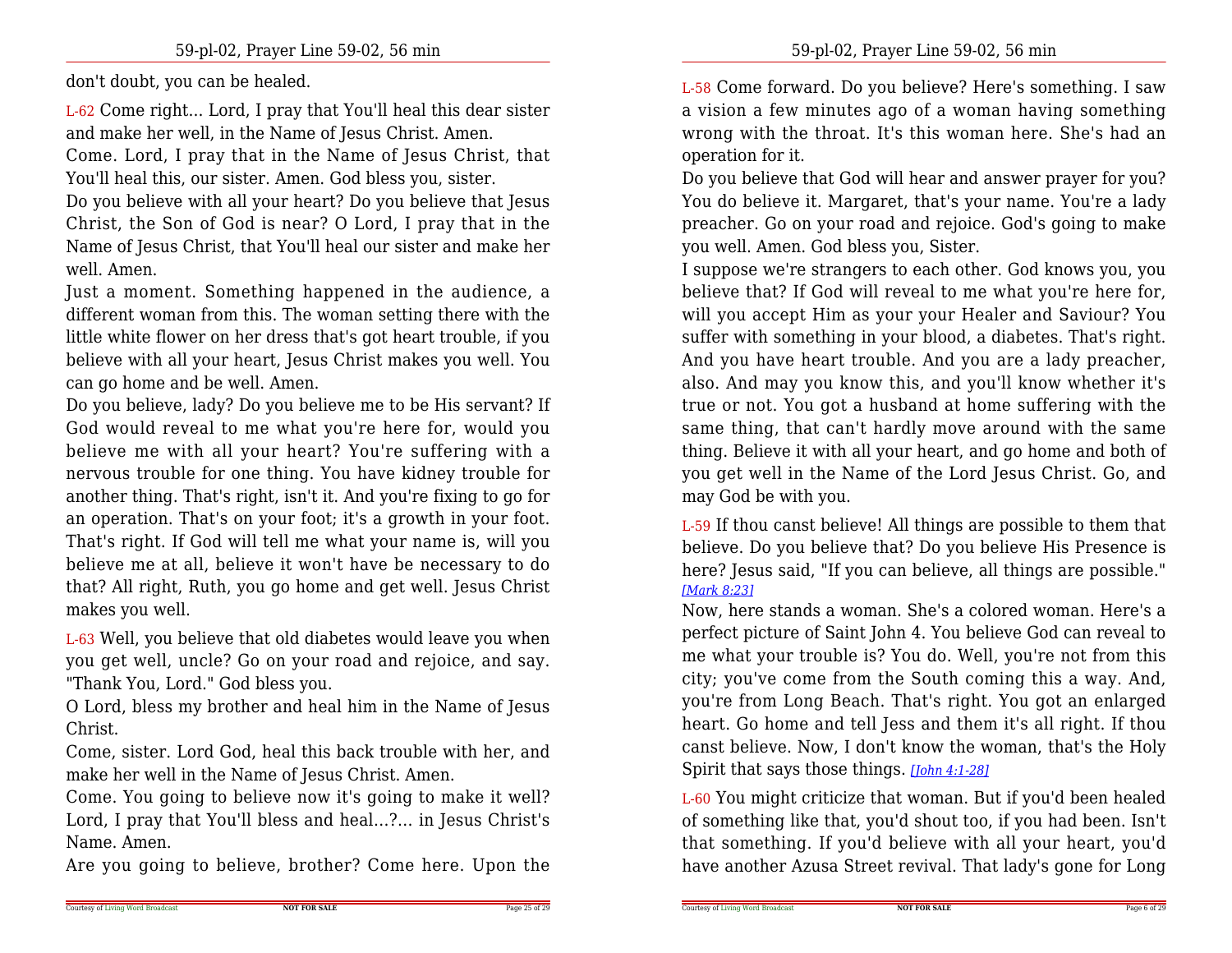don't doubt, you can be healed.

L-62 Come right... Lord, I pray that You'll heal this dear sister and make her well, in the Name of Jesus Christ. Amen.

Come. Lord, I pray that in the Name of Jesus Christ, that You'll heal this, our sister. Amen. God bless you, sister.

Do you believe with all your heart? Do you believe that Jesus Christ, the Son of God is near? O Lord, I pray that in the Name of Jesus Christ, that You'll heal our sister and make her well. Amen.

Just a moment. Something happened in the audience, a different woman from this. The woman setting there with the little white flower on her dress that's got heart trouble, if you believe with all your heart, Jesus Christ makes you well. You can go home and be well. Amen.

Do you believe, lady? Do you believe me to be His servant? If God would reveal to me what you're here for, would you believe me with all your heart? You're suffering with a nervous trouble for one thing. You have kidney trouble for another thing. That's right, isn't it. And you're fixing to go for an operation. That's on your foot; it's a growth in your foot. That's right. If God will tell me what your name is, will you believe me at all, believe it won't have be necessary to do that? All right, Ruth, you go home and get well. Jesus Christ makes you well.

L-63 Well, you believe that old diabetes would leave you when you get well, uncle? Go on your road and rejoice, and say. "Thank You, Lord." God bless you.

O Lord, bless my brother and heal him in the Name of Jesus Christ.

Come, sister. Lord God, heal this back trouble with her, and make her well in the Name of Jesus Christ. Amen.

Come. You going to believe now it's going to make it well? Lord, I pray that You'll bless and heal...?... in Jesus Christ's Name. Amen.

Are you going to believe, brother? Come here. Upon the

L-58 Come forward. Do you believe? Here's something. I saw a vision a few minutes ago of a woman having something wrong with the throat. It's this woman here. She's had an operation for it.

Do you believe that God will hear and answer prayer for you? You do believe it. Margaret, that's your name. You're a lady preacher. Go on your road and rejoice. God's going to make you well. Amen. God bless you, Sister.

I suppose we're strangers to each other. God knows you, you believe that? If God will reveal to me what you're here for, will you accept Him as your your Healer and Saviour? You suffer with something in your blood, a diabetes. That's right. And you have heart trouble. And you are a lady preacher, also. And may you know this, and you'll know whether it's true or not. You got a husband at home suffering with the same thing, that can't hardly move around with the same thing. Believe it with all your heart, and go home and both of you get well in the Name of the Lord Jesus Christ. Go, and may God be with you.

L-59 If thou canst believe! All things are possible to them that believe. Do you believe that? Do you believe His Presence is here? Jesus said, "If you can believe, all things are possible." *[Mark 8:23]*

Now, here stands a woman. She's a colored woman. Here's a perfect picture of Saint John 4. You believe God can reveal to me what your trouble is? You do. Well, you're not from this city; you've come from the South coming this a way. And, you're from Long Beach. That's right. You got an enlarged heart. Go home and tell Jess and them it's all right. If thou canst believe. Now, I don't know the woman, that's the Holy Spirit that says those things. *[John 4:1-28]*

L-60 You might criticize that woman. But if you'd been healed of something like that, you'd shout too, if you had been. Isn't that something. If you'd believe with all your heart, you'd have another Azusa Street revival. That lady's gone for Long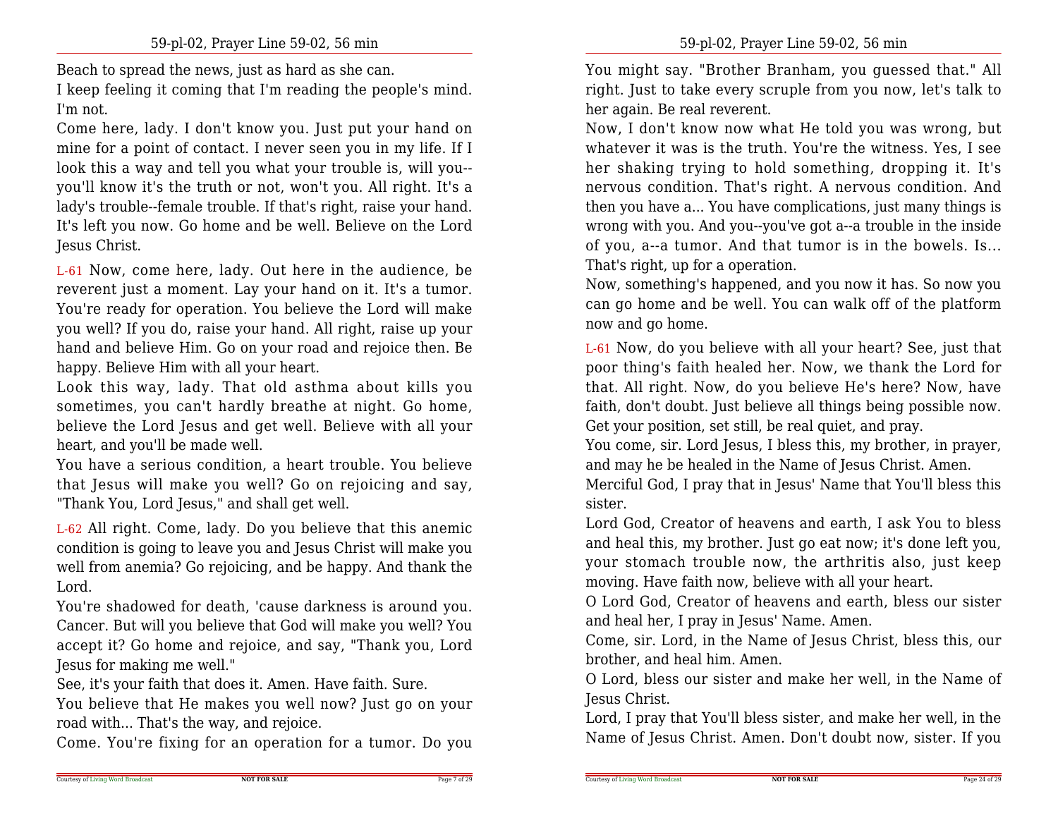Beach to spread the news, just as hard as she can.

I keep feeling it coming that I'm reading the people's mind. I'm not.

Come here, lady. I don't know you. Just put your hand on mine for a point of contact. I never seen you in my life. If I look this a way and tell you what your trouble is, will you--you'll know it's the truth or not, won't you. All right. It's a lady's trouble--female trouble. If that's right, raise your hand. It's left you now. Go home and be well. Believe on the Lord Jesus Christ.

L-61 Now, come here, lady. Out here in the audience, be reverent just a moment. Lay your hand on it. It's a tumor. You're ready for operation. You believe the Lord will make you well? If you do, raise your hand. All right, raise up your hand and believe Him. Go on your road and rejoice then. Be happy. Believe Him with all your heart.

Look this way, lady. That old asthma about kills you sometimes, you can't hardly breathe at night. Go home, believe the Lord Jesus and get well. Believe with all your heart, and you'll be made well.

You have a serious condition, a heart trouble. You believe that Jesus will make you well? Go on rejoicing and say, "Thank You, Lord Jesus," and shall get well.

L-62 All right. Come, lady. Do you believe that this anemic condition is going to leave you and Jesus Christ will make you well from anemia? Go rejoicing, and be happy. And thank the Lord.

You're shadowed for death, 'cause darkness is around you. Cancer. But will you believe that God will make you well? You accept it? Go home and rejoice, and say, "Thank you, Lord Jesus for making me well."

See, it's your faith that does it. Amen. Have faith. Sure.

You believe that He makes you well now? Just go on your road with... That's the way, and rejoice.

Come. You're fixing for an operation for a tumor. Do you

You might say. "Brother Branham, you guessed that." All right. Just to take every scruple from you now, let's talk to her again. Be real reverent.

Now, I don't know now what He told you was wrong, but whatever it was is the truth. You're the witness. Yes, I see her shaking trying to hold something, dropping it. It's nervous condition. That's right. A nervous condition. And then you have a... You have complications, just many things is wrong with you. And you--you've got a--a trouble in the inside of you, a--a tumor. And that tumor is in the bowels. Is... That's right, up for a operation.

Now, something's happened, and you now it has. So now you can go home and be well. You can walk off of the platform now and go home.

L-61 Now, do you believe with all your heart? See, just that poor thing's faith healed her. Now, we thank the Lord for that. All right. Now, do you believe He's here? Now, have faith, don't doubt. Just believe all things being possible now. Get your position, set still, be real quiet, and pray.

You come, sir. Lord Jesus, I bless this, my brother, in prayer, and may he be healed in the Name of Jesus Christ. Amen.

Merciful God, I pray that in Jesus' Name that You'll bless this sister.

Lord God, Creator of heavens and earth, I ask You to bless and heal this, my brother. Just go eat now; it's done left you, your stomach trouble now, the arthritis also, just keep moving. Have faith now, believe with all your heart.

O Lord God, Creator of heavens and earth, bless our sister and heal her, I pray in Jesus' Name. Amen.

Come, sir. Lord, in the Name of Jesus Christ, bless this, our brother, and heal him. Amen.

O Lord, bless our sister and make her well, in the Name of Jesus Christ.

Lord, I pray that You'll bless sister, and make her well, in the Name of Jesus Christ. Amen. Don't doubt now, sister. If you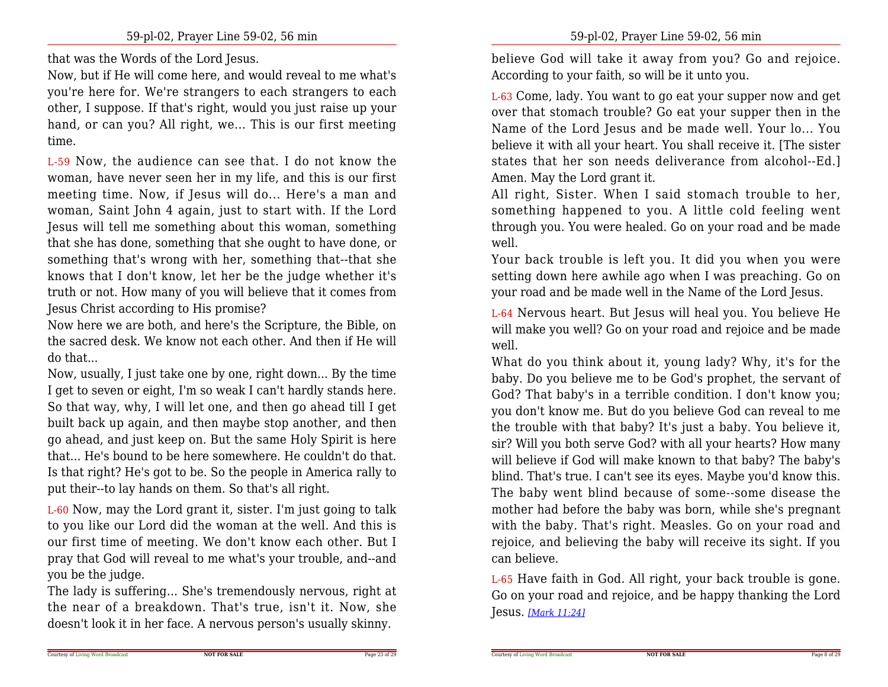that was the Words of the Lord Jesus.

Now, but if He will come here, and would reveal to me what's you're here for. We're strangers to each strangers to each other, I suppose. If that's right, would you just raise up your hand, or can you? All right, we... This is our first meeting time.

L-59 Now, the audience can see that. I do not know the woman, have never seen her in my life, and this is our first meeting time. Now, if Jesus will do... Here's a man and woman, Saint John 4 again, just to start with. If the Lord Jesus will tell me something about this woman, something that she has done, something that she ought to have done, or something that's wrong with her, something that--that she knows that I don't know, let her be the judge whether it's truth or not. How many of you will believe that it comes from Jesus Christ according to His promise?

Now here we are both, and here's the Scripture, the Bible, on the sacred desk. We know not each other. And then if He will do that...

Now, usually, I just take one by one, right down... By the time I get to seven or eight, I'm so weak I can't hardly stands here. So that way, why, I will let one, and then go ahead till I get built back up again, and then maybe stop another, and then go ahead, and just keep on. But the same Holy Spirit is here that... He's bound to be here somewhere. He couldn't do that. Is that right? He's got to be. So the people in America rally to put their--to lay hands on them. So that's all right.

L-60 Now, may the Lord grant it, sister. I'm just going to talk to you like our Lord did the woman at the well. And this is our first time of meeting. We don't know each other. But I pray that God will reveal to me what's your trouble, and--and you be the judge.

The lady is suffering... She's tremendously nervous, right at the near of a breakdown. That's true, isn't it. Now, she doesn't look it in her face. A nervous person's usually skinny.

believe God will take it away from you? Go and rejoice. According to your faith, so will be it unto you.

L-63 Come, lady. You want to go eat your supper now and get over that stomach trouble? Go eat your supper then in the Name of the Lord Jesus and be made well. Your lo... You believe it with all your heart. You shall receive it. [The sister states that her son needs deliverance from alcohol--Ed.] Amen. May the Lord grant it.

All right, Sister. When I said stomach trouble to her, something happened to you. A little cold feeling went through you. You were healed. Go on your road and be made well.

Your back trouble is left you. It did you when you were setting down here awhile ago when I was preaching. Go on your road and be made well in the Name of the Lord Jesus.

L-64 Nervous heart. But Jesus will heal you. You believe He will make you well? Go on your road and rejoice and be made well.

What do you think about it, young lady? Why, it's for the baby. Do you believe me to be God's prophet, the servant of God? That baby's in a terrible condition. I don't know you; you don't know me. But do you believe God can reveal to me the trouble with that baby? It's just a baby. You believe it, sir? Will you both serve God? with all your hearts? How many will believe if God will make known to that baby? The baby's blind. That's true. I can't see its eyes. Maybe you'd know this. The baby went blind because of some--some disease the mother had before the baby was born, while she's pregnant with the baby. That's right. Measles. Go on your road and rejoice, and believing the baby will receive its sight. If you can believe.

L-65 Have faith in God. All right, your back trouble is gone. Go on your road and rejoice, and be happy thanking the Lord Jesus. *[Mark 11:24]*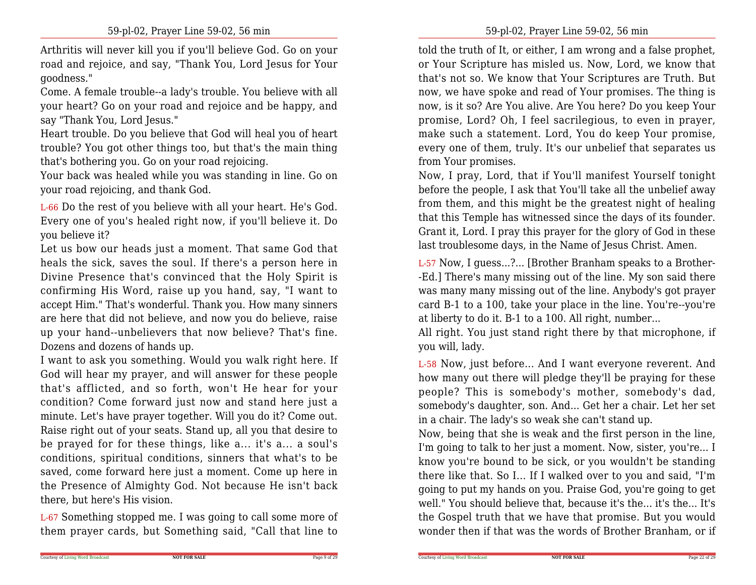Arthritis will never kill you if you'll believe God. Go on your road and rejoice, and say, "Thank You, Lord Jesus for Your goodness."

Come. A female trouble--a lady's trouble. You believe with all your heart? Go on your road and rejoice and be happy, and say "Thank You, Lord Jesus."

Heart trouble. Do you believe that God will heal you of heart trouble? You got other things too, but that's the main thing that's bothering you. Go on your road rejoicing.

Your back was healed while you was standing in line. Go on your road rejoicing, and thank God.

L-66 Do the rest of you believe with all your heart. He's God. Every one of you's healed right now, if you'll believe it. Do you believe it?

Let us bow our heads just a moment. That same God that heals the sick, saves the soul. If there's a person here in Divine Presence that's convinced that the Holy Spirit is confirming His Word, raise up you hand, say, "I want to accept Him." That's wonderful. Thank you. How many sinners are here that did not believe, and now you do believe, raise up your hand--unbelievers that now believe? That's fine. Dozens and dozens of hands up.

I want to ask you something. Would you walk right here. If God will hear my prayer, and will answer for these people that's afflicted, and so forth, won't He hear for your condition? Come forward just now and stand here just a minute. Let's have prayer together. Will you do it? Come out. Raise right out of your seats. Stand up, all you that desire to be prayed for for these things, like a... it's a... a soul's conditions, spiritual conditions, sinners that what's to be saved, come forward here just a moment. Come up here in the Presence of Almighty God. Not because He isn't back there, but here's His vision.

L-67 Something stopped me. I was going to call some more of them prayer cards, but Something said, "Call that line to

told the truth of It, or either, I am wrong and a false prophet, or Your Scripture has misled us. Now, Lord, we know that that's not so. We know that Your Scriptures are Truth. But now, we have spoke and read of Your promises. The thing is now, is it so? Are You alive. Are You here? Do you keep Your promise, Lord? Oh, I feel sacrilegious, to even in prayer, make such a statement. Lord, You do keep Your promise, every one of them, truly. It's our unbelief that separates us from Your promises.

Now, I pray, Lord, that if You'll manifest Yourself tonight before the people, I ask that You'll take all the unbelief away from them, and this might be the greatest night of healing that this Temple has witnessed since the days of its founder. Grant it, Lord. I pray this prayer for the glory of God in these last troublesome days, in the Name of Jesus Christ. Amen.

L-57 Now, I guess...?... [Brother Branham speaks to a Brother--Ed.] There's many missing out of the line. My son said there was many many missing out of the line. Anybody's got prayer card B-1 to a 100, take your place in the line. You're--you're at liberty to do it. B-1 to a 100. All right, number...

All right. You just stand right there by that microphone, if you will, lady.

L-58 Now, just before... And I want everyone reverent. And how many out there will pledge they'll be praying for these people? This is somebody's mother, somebody's dad, somebody's daughter, son. And... Get her a chair. Let her set in a chair. The lady's so weak she can't stand up.

Now, being that she is weak and the first person in the line, I'm going to talk to her just a moment. Now, sister, you're... I know you're bound to be sick, or you wouldn't be standing there like that. So I... If I walked over to you and said, "I'm going to put my hands on you. Praise God, you're going to get well." You should believe that, because it's the... it's the... It's the Gospel truth that we have that promise. But you would wonder then if that was the words of Brother Branham, or if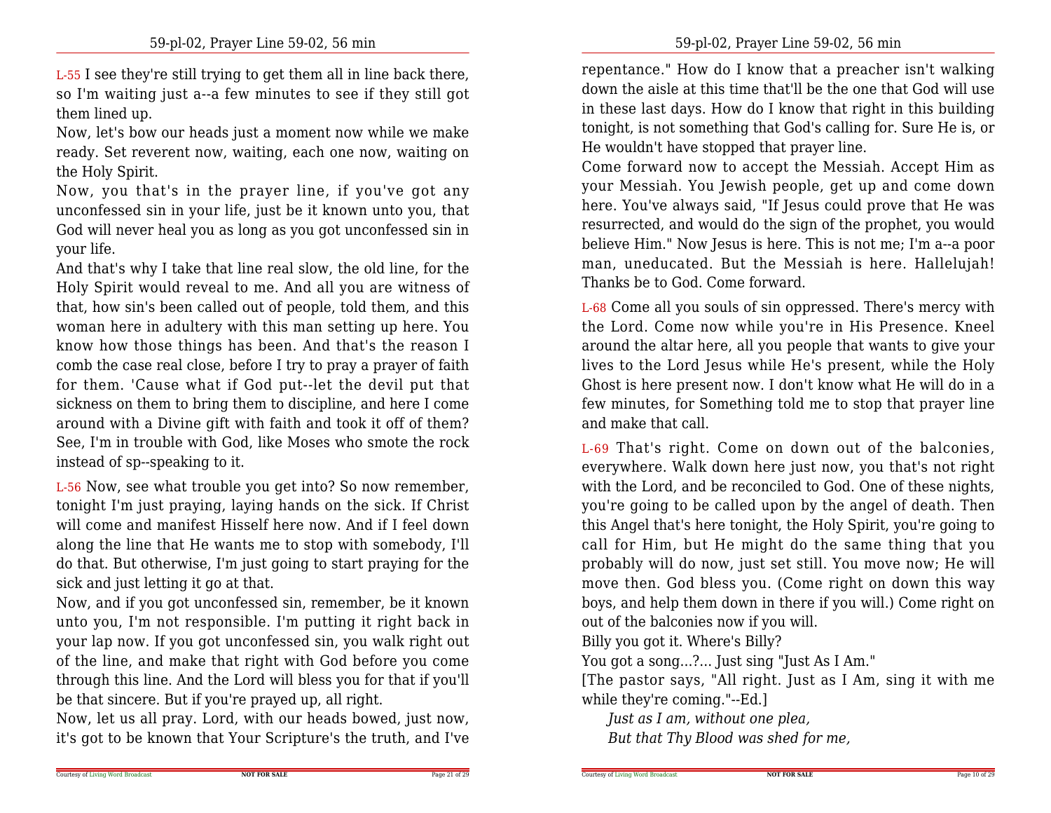L-55 I see they're still trying to get them all in line back there, so I'm waiting just a--a few minutes to see if they still got them lined up.

Now, let's bow our heads just a moment now while we make ready. Set reverent now, waiting, each one now, waiting on the Holy Spirit.

Now, you that's in the prayer line, if you've got any unconfessed sin in your life, just be it known unto you, that God will never heal you as long as you got unconfessed sin in your life.

And that's why I take that line real slow, the old line, for the Holy Spirit would reveal to me. And all you are witness of that, how sin's been called out of people, told them, and this woman here in adultery with this man setting up here. You know how those things has been. And that's the reason I comb the case real close, before I try to pray a prayer of faith for them. 'Cause what if God put--let the devil put that sickness on them to bring them to discipline, and here I come around with a Divine gift with faith and took it off of them? See, I'm in trouble with God, like Moses who smote the rock instead of sp--speaking to it.

L-56 Now, see what trouble you get into? So now remember, tonight I'm just praying, laying hands on the sick. If Christ will come and manifest Hisself here now. And if I feel down along the line that He wants me to stop with somebody, I'll do that. But otherwise, I'm just going to start praying for the sick and just letting it go at that.

Now, and if you got unconfessed sin, remember, be it known unto you, I'm not responsible. I'm putting it right back in your lap now. If you got unconfessed sin, you walk right out of the line, and make that right with God before you come through this line. And the Lord will bless you for that if you'll be that sincere. But if you're prayed up, all right.

Now, let us all pray. Lord, with our heads bowed, just now, it's got to be known that Your Scripture's the truth, and I've

repentance." How do I know that a preacher isn't walking down the aisle at this time that'll be the one that God will use in these last days. How do I know that right in this building tonight, is not something that God's calling for. Sure He is, or He wouldn't have stopped that prayer line.

Come forward now to accept the Messiah. Accept Him as your Messiah. You Jewish people, get up and come down here. You've always said, "If Jesus could prove that He was resurrected, and would do the sign of the prophet, you would believe Him." Now Jesus is here. This is not me; I'm a--a poor man, uneducated. But the Messiah is here. Hallelujah! Thanks be to God. Come forward.

L-68 Come all you souls of sin oppressed. There's mercy with the Lord. Come now while you're in His Presence. Kneel around the altar here, all you people that wants to give your lives to the Lord Jesus while He's present, while the Holy Ghost is here present now. I don't know what He will do in a few minutes, for Something told me to stop that prayer line and make that call.

L-69 That's right. Come on down out of the balconies, everywhere. Walk down here just now, you that's not right with the Lord, and be reconciled to God. One of these nights, you're going to be called upon by the angel of death. Then this Angel that's here tonight, the Holy Spirit, you're going to call for Him, but He might do the same thing that you probably will do now, just set still. You move now; He will move then. God bless you. (Come right on down this way boys, and help them down in there if you will.) Come right on out of the balconies now if you will.

Billy you got it. Where's Billy?

You got a song...?... Just sing "Just As I Am."

[The pastor says, "All right. Just as I Am, sing it with me while they're coming."--Ed.]

*Just as I am, without one plea,*
*But that Thy Blood was shed for me,*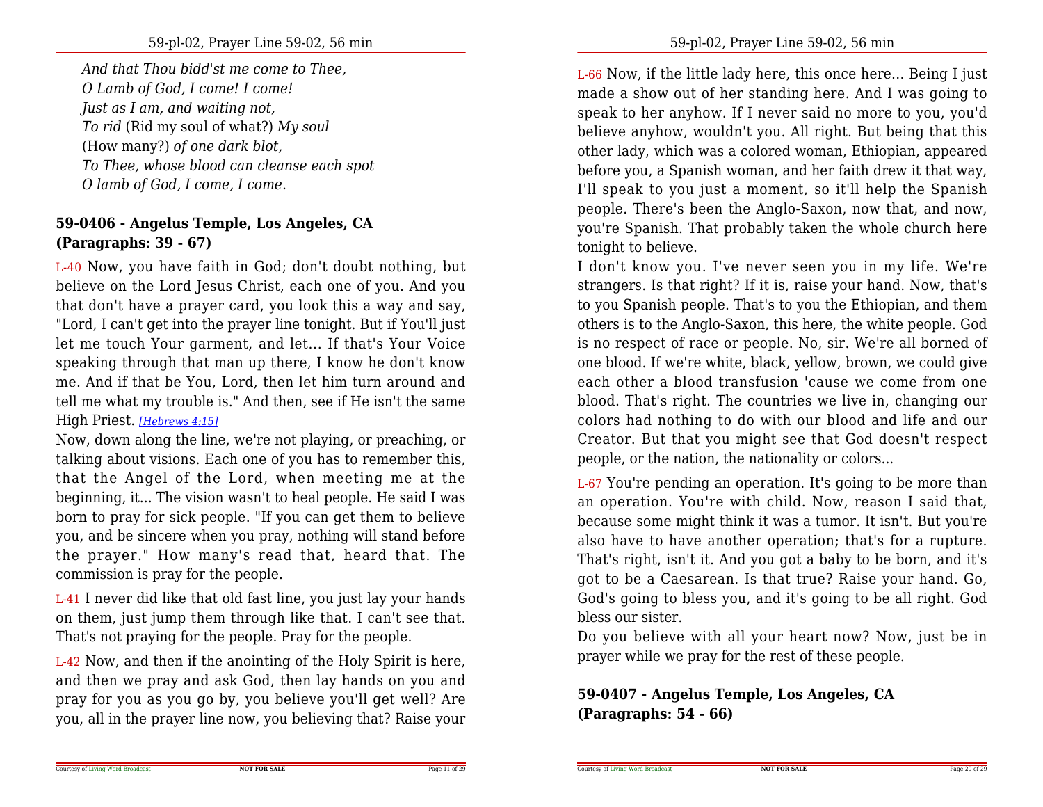*And that Thou bidd'st me come to Thee,*
*O Lamb of God, I come! I come!*
*Just as I am, and waiting not,*
*To rid* (Rid my soul of what?) *My soul*
(How many?) *of one dark blot,*
*To Thee, whose blood can cleanse each spot*
*O lamb of God, I come, I come.*

**59-0406 - Angelus Temple, Los Angeles, CA**
**(Paragraphs: 39 - 67)**

L-40 Now, you have faith in God; don't doubt nothing, but believe on the Lord Jesus Christ, each one of you. And you that don't have a prayer card, you look this a way and say, "Lord, I can't get into the prayer line tonight. But if You'll just let me touch Your garment, and let... If that's Your Voice speaking through that man up there, I know he don't know me. And if that be You, Lord, then let him turn around and tell me what my trouble is." And then, see if He isn't the same High Priest. *[Hebrews 4:15]*

Now, down along the line, we're not playing, or preaching, or talking about visions. Each one of you has to remember this, that the Angel of the Lord, when meeting me at the beginning, it... The vision wasn't to heal people. He said I was born to pray for sick people. "If you can get them to believe you, and be sincere when you pray, nothing will stand before the prayer." How many's read that, heard that. The commission is pray for the people.

L-41 I never did like that old fast line, you just lay your hands on them, just jump them through like that. I can't see that. That's not praying for the people. Pray for the people.

L-42 Now, and then if the anointing of the Holy Spirit is here, and then we pray and ask God, then lay hands on you and pray for you as you go by, you believe you'll get well? Are you, all in the prayer line now, you believing that? Raise your

L-66 Now, if the little lady here, this once here... Being I just made a show out of her standing here. And I was going to speak to her anyhow. If I never said no more to you, you'd believe anyhow, wouldn't you. All right. But being that this other lady, which was a colored woman, Ethiopian, appeared before you, a Spanish woman, and her faith drew it that way, I'll speak to you just a moment, so it'll help the Spanish people. There's been the Anglo-Saxon, now that, and now, you're Spanish. That probably taken the whole church here tonight to believe.

I don't know you. I've never seen you in my life. We're strangers. Is that right? If it is, raise your hand. Now, that's to you Spanish people. That's to you the Ethiopian, and them others is to the Anglo-Saxon, this here, the white people. God is no respect of race or people. No, sir. We're all borned of one blood. If we're white, black, yellow, brown, we could give each other a blood transfusion 'cause we come from one blood. That's right. The countries we live in, changing our colors had nothing to do with our blood and life and our Creator. But that you might see that God doesn't respect people, or the nation, the nationality or colors...

L-67 You're pending an operation. It's going to be more than an operation. You're with child. Now, reason I said that, because some might think it was a tumor. It isn't. But you're also have to have another operation; that's for a rupture. That's right, isn't it. And you got a baby to be born, and it's got to be a Caesarean. Is that true? Raise your hand. Go, God's going to bless you, and it's going to be all right. God bless our sister.

Do you believe with all your heart now? Now, just be in prayer while we pray for the rest of these people.

**59-0407 - Angelus Temple, Los Angeles, CA**
**(Paragraphs: 54 - 66)**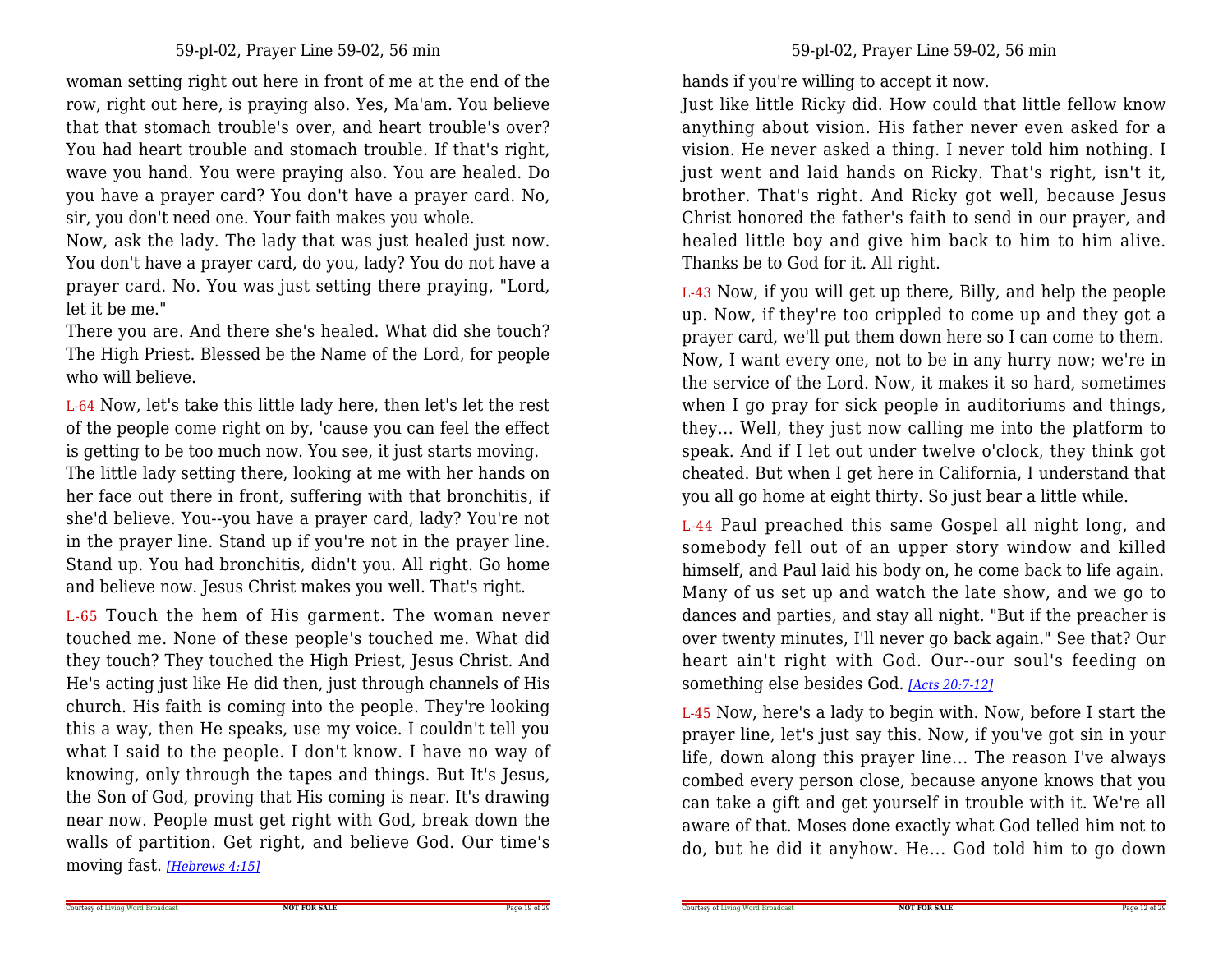woman setting right out here in front of me at the end of the row, right out here, is praying also. Yes, Ma'am. You believe that that stomach trouble's over, and heart trouble's over? You had heart trouble and stomach trouble. If that's right, wave you hand. You were praying also. You are healed. Do you have a prayer card? You don't have a prayer card. No, sir, you don't need one. Your faith makes you whole.

Now, ask the lady. The lady that was just healed just now. You don't have a prayer card, do you, lady? You do not have a prayer card. No. You was just setting there praying, "Lord, let it be me."

There you are. And there she's healed. What did she touch? The High Priest. Blessed be the Name of the Lord, for people who will believe.

L-64 Now, let's take this little lady here, then let's let the rest of the people come right on by, 'cause you can feel the effect is getting to be too much now. You see, it just starts moving.

The little lady setting there, looking at me with her hands on her face out there in front, suffering with that bronchitis, if she'd believe. You--you have a prayer card, lady? You're not in the prayer line. Stand up if you're not in the prayer line. Stand up. You had bronchitis, didn't you. All right. Go home and believe now. Jesus Christ makes you well. That's right.

L-65 Touch the hem of His garment. The woman never touched me. None of these people's touched me. What did they touch? They touched the High Priest, Jesus Christ. And He's acting just like He did then, just through channels of His church. His faith is coming into the people. They're looking this a way, then He speaks, use my voice. I couldn't tell you what I said to the people. I don't know. I have no way of knowing, only through the tapes and things. But It's Jesus, the Son of God, proving that His coming is near. It's drawing near now. People must get right with God, break down the walls of partition. Get right, and believe God. Our time's moving fast. *[Hebrews 4:15]*

hands if you're willing to accept it now.

Just like little Ricky did. How could that little fellow know anything about vision. His father never even asked for a vision. He never asked a thing. I never told him nothing. I just went and laid hands on Ricky. That's right, isn't it, brother. That's right. And Ricky got well, because Jesus Christ honored the father's faith to send in our prayer, and healed little boy and give him back to him to him alive. Thanks be to God for it. All right.

L-43 Now, if you will get up there, Billy, and help the people up. Now, if they're too crippled to come up and they got a prayer card, we'll put them down here so I can come to them. Now, I want every one, not to be in any hurry now; we're in the service of the Lord. Now, it makes it so hard, sometimes when I go pray for sick people in auditoriums and things, they... Well, they just now calling me into the platform to speak. And if I let out under twelve o'clock, they think got cheated. But when I get here in California, I understand that you all go home at eight thirty. So just bear a little while.

L-44 Paul preached this same Gospel all night long, and somebody fell out of an upper story window and killed himself, and Paul laid his body on, he come back to life again. Many of us set up and watch the late show, and we go to dances and parties, and stay all night. "But if the preacher is over twenty minutes, I'll never go back again." See that? Our heart ain't right with God. Our--our soul's feeding on something else besides God. *[Acts 20:7-12]*

L-45 Now, here's a lady to begin with. Now, before I start the prayer line, let's just say this. Now, if you've got sin in your life, down along this prayer line... The reason I've always combed every person close, because anyone knows that you can take a gift and get yourself in trouble with it. We're all aware of that. Moses done exactly what God telled him not to do, but he did it anyhow. He... God told him to go down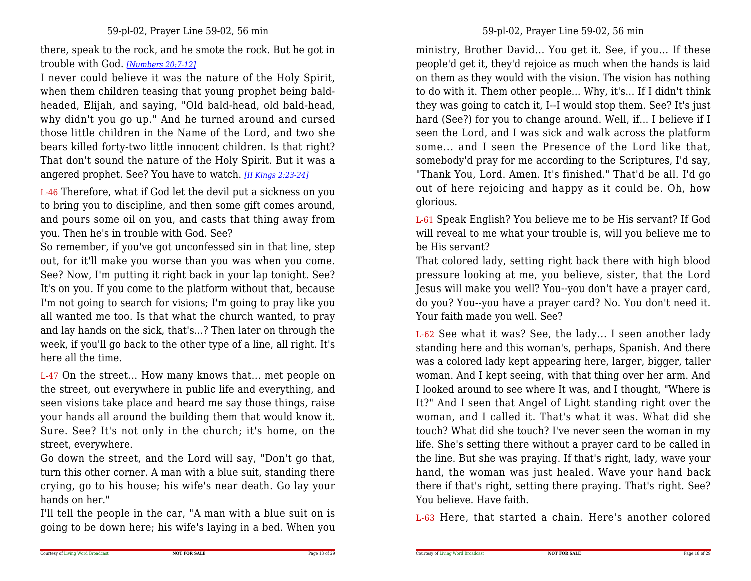there, speak to the rock, and he smote the rock. But he got in trouble with God. *[Numbers 20:7-12]*

I never could believe it was the nature of the Holy Spirit, when them children teasing that young prophet being bald-headed, Elijah, and saying, "Old bald-head, old bald-head, why didn't you go up." And he turned around and cursed those little children in the Name of the Lord, and two she bears killed forty-two little innocent children. Is that right? That don't sound the nature of the Holy Spirit. But it was a angered prophet. See? You have to watch. *[II Kings 2:23-24]*

L-46 Therefore, what if God let the devil put a sickness on you to bring you to discipline, and then some gift comes around, and pours some oil on you, and casts that thing away from you. Then he's in trouble with God. See?

So remember, if you've got unconfessed sin in that line, step out, for it'll make you worse than you was when you come. See? Now, I'm putting it right back in your lap tonight. See? It's on you. If you come to the platform without that, because I'm not going to search for visions; I'm going to pray like you all wanted me too. Is that what the church wanted, to pray and lay hands on the sick, that's...? Then later on through the week, if you'll go back to the other type of a line, all right. It's here all the time.

L-47 On the street... How many knows that... met people on the street, out everywhere in public life and everything, and seen visions take place and heard me say those things, raise your hands all around the building them that would know it. Sure. See? It's not only in the church; it's home, on the street, everywhere.

Go down the street, and the Lord will say, "Don't go that, turn this other corner. A man with a blue suit, standing there crying, go to his house; his wife's near death. Go lay your hands on her."

I'll tell the people in the car, "A man with a blue suit on is going to be down here; his wife's laying in a bed. When you

ministry, Brother David... You get it. See, if you... If these people'd get it, they'd rejoice as much when the hands is laid on them as they would with the vision. The vision has nothing to do with it. Them other people... Why, it's... If I didn't think they was going to catch it, I--I would stop them. See? It's just hard (See?) for you to change around. Well, if... I believe if I seen the Lord, and I was sick and walk across the platform some... and I seen the Presence of the Lord like that, somebody'd pray for me according to the Scriptures, I'd say, "Thank You, Lord. Amen. It's finished." That'd be all. I'd go out of here rejoicing and happy as it could be. Oh, how glorious.

L-61 Speak English? You believe me to be His servant? If God will reveal to me what your trouble is, will you believe me to be His servant?

That colored lady, setting right back there with high blood pressure looking at me, you believe, sister, that the Lord Jesus will make you well? You--you don't have a prayer card, do you? You--you have a prayer card? No. You don't need it. Your faith made you well. See?

L-62 See what it was? See, the lady... I seen another lady standing here and this woman's, perhaps, Spanish. And there was a colored lady kept appearing here, larger, bigger, taller woman. And I kept seeing, with that thing over her arm. And I looked around to see where It was, and I thought, "Where is It?" And I seen that Angel of Light standing right over the woman, and I called it. That's what it was. What did she touch? What did she touch? I've never seen the woman in my life. She's setting there without a prayer card to be called in the line. But she was praying. If that's right, lady, wave your hand, the woman was just healed. Wave your hand back there if that's right, setting there praying. That's right. See? You believe. Have faith.

L-63 Here, that started a chain. Here's another colored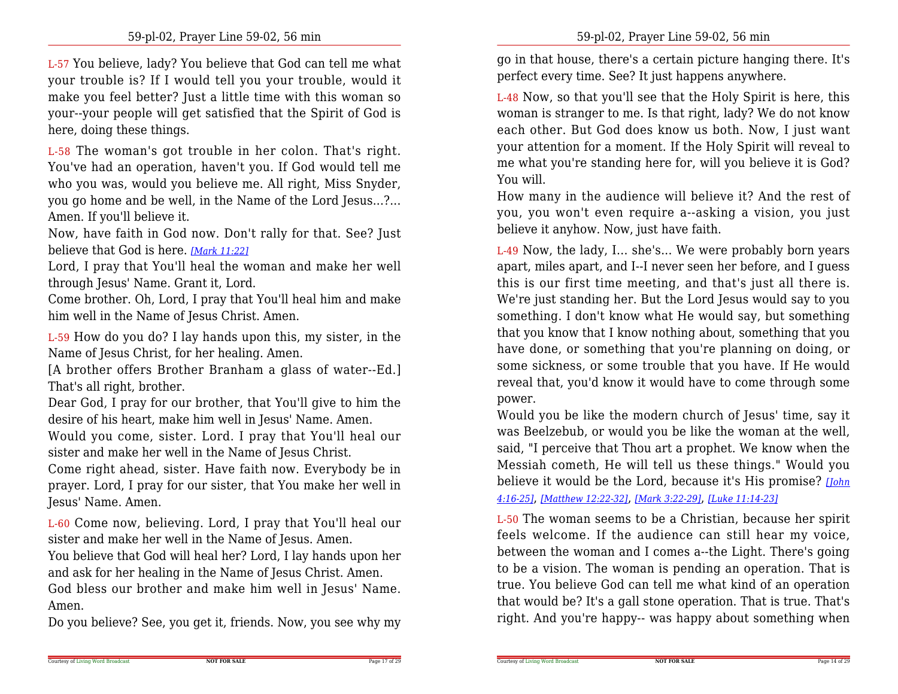L-57 You believe, lady? You believe that God can tell me what your trouble is? If I would tell you your trouble, would it make you feel better? Just a little time with this woman so your--your people will get satisfied that the Spirit of God is here, doing these things.

L-58 The woman's got trouble in her colon. That's right. You've had an operation, haven't you. If God would tell me who you was, would you believe me. All right, Miss Snyder, you go home and be well, in the Name of the Lord Jesus...?... Amen. If you'll believe it.

Now, have faith in God now. Don't rally for that. See? Just believe that God is here. [Mark 11:22]

Lord, I pray that You'll heal the woman and make her well through Jesus' Name. Grant it, Lord.

Come brother. Oh, Lord, I pray that You'll heal him and make him well in the Name of Jesus Christ. Amen.

L-59 How do you do? I lay hands upon this, my sister, in the Name of Jesus Christ, for her healing. Amen.

[A brother offers Brother Branham a glass of water--Ed.] That's all right, brother.

Dear God, I pray for our brother, that You'll give to him the desire of his heart, make him well in Jesus' Name. Amen.

Would you come, sister. Lord. I pray that You'll heal our sister and make her well in the Name of Jesus Christ.

Come right ahead, sister. Have faith now. Everybody be in prayer. Lord, I pray for our sister, that You make her well in Jesus' Name. Amen.

L-60 Come now, believing. Lord, I pray that You'll heal our sister and make her well in the Name of Jesus. Amen.

You believe that God will heal her? Lord, I lay hands upon her and ask for her healing in the Name of Jesus Christ. Amen.

God bless our brother and make him well in Jesus' Name. Amen.

Do you believe? See, you get it, friends. Now, you see why my

go in that house, there's a certain picture hanging there. It's perfect every time. See? It just happens anywhere.

L-48 Now, so that you'll see that the Holy Spirit is here, this woman is stranger to me. Is that right, lady? We do not know each other. But God does know us both. Now, I just want your attention for a moment. If the Holy Spirit will reveal to me what you're standing here for, will you believe it is God? You will.

How many in the audience will believe it? And the rest of you, you won't even require a--asking a vision, you just believe it anyhow. Now, just have faith.

L-49 Now, the lady, I... she's... We were probably born years apart, miles apart, and I--I never seen her before, and I guess this is our first time meeting, and that's just all there is. We're just standing her. But the Lord Jesus would say to you something. I don't know what He would say, but something that you know that I know nothing about, something that you have done, or something that you're planning on doing, or some sickness, or some trouble that you have. If He would reveal that, you'd know it would have to come through some power.

Would you be like the modern church of Jesus' time, say it was Beelzebub, or would you be like the woman at the well, said, "I perceive that Thou art a prophet. We know when the Messiah cometh, He will tell us these things." Would you believe it would be the Lord, because it's His promise? [John 4:16-25], [Matthew 12:22-32], [Mark 3:22-29], [Luke 11:14-23]

L-50 The woman seems to be a Christian, because her spirit feels welcome. If the audience can still hear my voice, between the woman and I comes a--the Light. There's going to be a vision. The woman is pending an operation. That is true. You believe God can tell me what kind of an operation that would be? It's a gall stone operation. That is true. That's right. And you're happy-- was happy about something when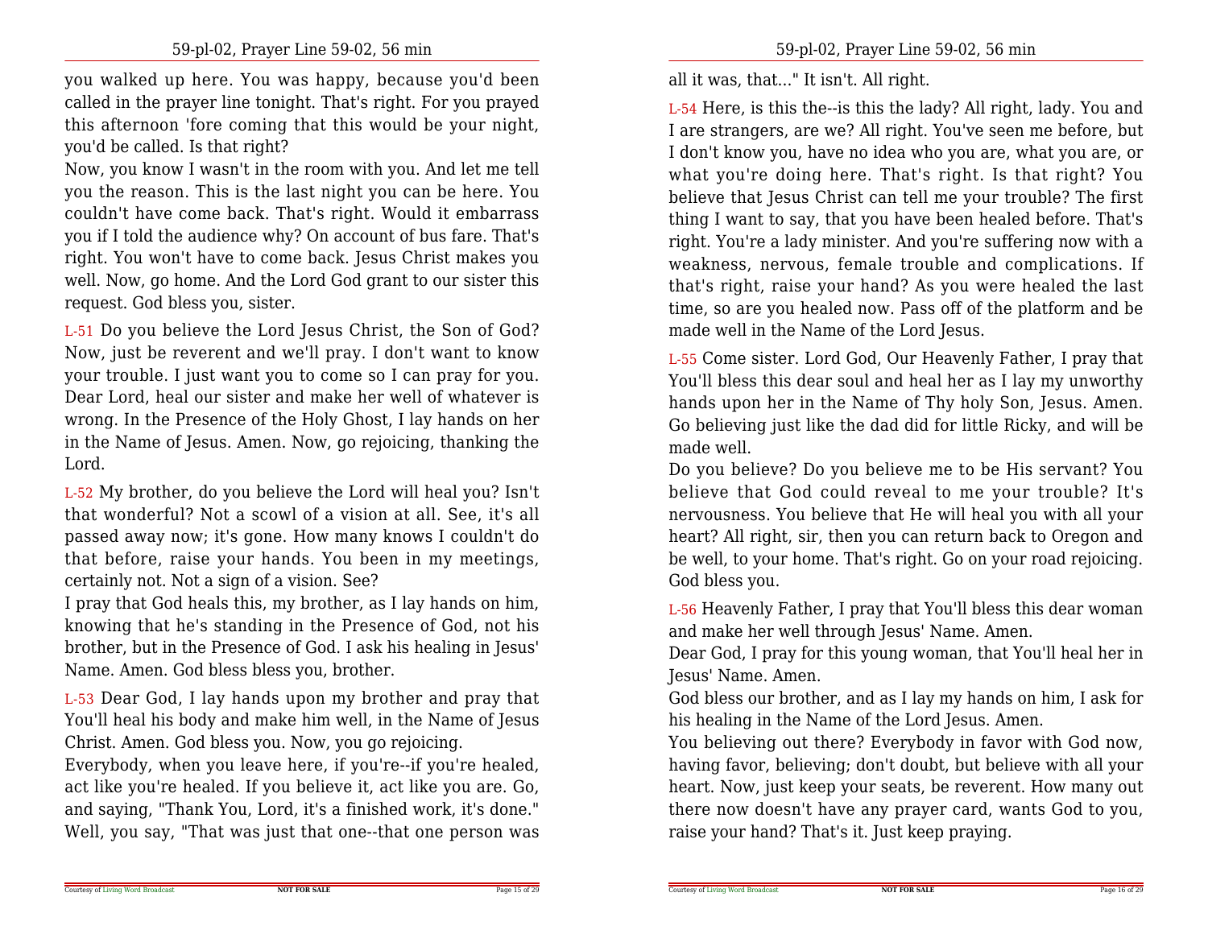you walked up here. You was happy, because you'd been called in the prayer line tonight. That's right. For you prayed this afternoon 'fore coming that this would be your night, you'd be called. Is that right?

Now, you know I wasn't in the room with you. And let me tell you the reason. This is the last night you can be here. You couldn't have come back. That's right. Would it embarrass you if I told the audience why? On account of bus fare. That's right. You won't have to come back. Jesus Christ makes you well. Now, go home. And the Lord God grant to our sister this request. God bless you, sister.

L-51 Do you believe the Lord Jesus Christ, the Son of God? Now, just be reverent and we'll pray. I don't want to know your trouble. I just want you to come so I can pray for you. Dear Lord, heal our sister and make her well of whatever is wrong. In the Presence of the Holy Ghost, I lay hands on her in the Name of Jesus. Amen. Now, go rejoicing, thanking the Lord.

L-52 My brother, do you believe the Lord will heal you? Isn't that wonderful? Not a scowl of a vision at all. See, it's all passed away now; it's gone. How many knows I couldn't do that before, raise your hands. You been in my meetings, certainly not. Not a sign of a vision. See?

I pray that God heals this, my brother, as I lay hands on him, knowing that he's standing in the Presence of God, not his brother, but in the Presence of God. I ask his healing in Jesus' Name. Amen. God bless bless you, brother.

L-53 Dear God, I lay hands upon my brother and pray that You'll heal his body and make him well, in the Name of Jesus Christ. Amen. God bless you. Now, you go rejoicing.

Everybody, when you leave here, if you're--if you're healed, act like you're healed. If you believe it, act like you are. Go, and saying, "Thank You, Lord, it's a finished work, it's done." Well, you say, "That was just that one--that one person was all it was, that..." It isn't. All right.

L-54 Here, is this the--is this the lady? All right, lady. You and I are strangers, are we? All right. You've seen me before, but I don't know you, have no idea who you are, what you are, or what you're doing here. That's right. Is that right? You believe that Jesus Christ can tell me your trouble? The first thing I want to say, that you have been healed before. That's right. You're a lady minister. And you're suffering now with a weakness, nervous, female trouble and complications. If that's right, raise your hand? As you were healed the last time, so are you healed now. Pass off of the platform and be made well in the Name of the Lord Jesus.

L-55 Come sister. Lord God, Our Heavenly Father, I pray that You'll bless this dear soul and heal her as I lay my unworthy hands upon her in the Name of Thy holy Son, Jesus. Amen. Go believing just like the dad did for little Ricky, and will be made well.

Do you believe? Do you believe me to be His servant? You believe that God could reveal to me your trouble? It's nervousness. You believe that He will heal you with all your heart? All right, sir, then you can return back to Oregon and be well, to your home. That's right. Go on your road rejoicing. God bless you.

L-56 Heavenly Father, I pray that You'll bless this dear woman and make her well through Jesus' Name. Amen.

Dear God, I pray for this young woman, that You'll heal her in Jesus' Name. Amen.

God bless our brother, and as I lay my hands on him, I ask for his healing in the Name of the Lord Jesus. Amen.

You believing out there? Everybody in favor with God now, having favor, believing; don't doubt, but believe with all your heart. Now, just keep your seats, be reverent. How many out there now doesn't have any prayer card, wants God to you, raise your hand? That's it. Just keep praying.